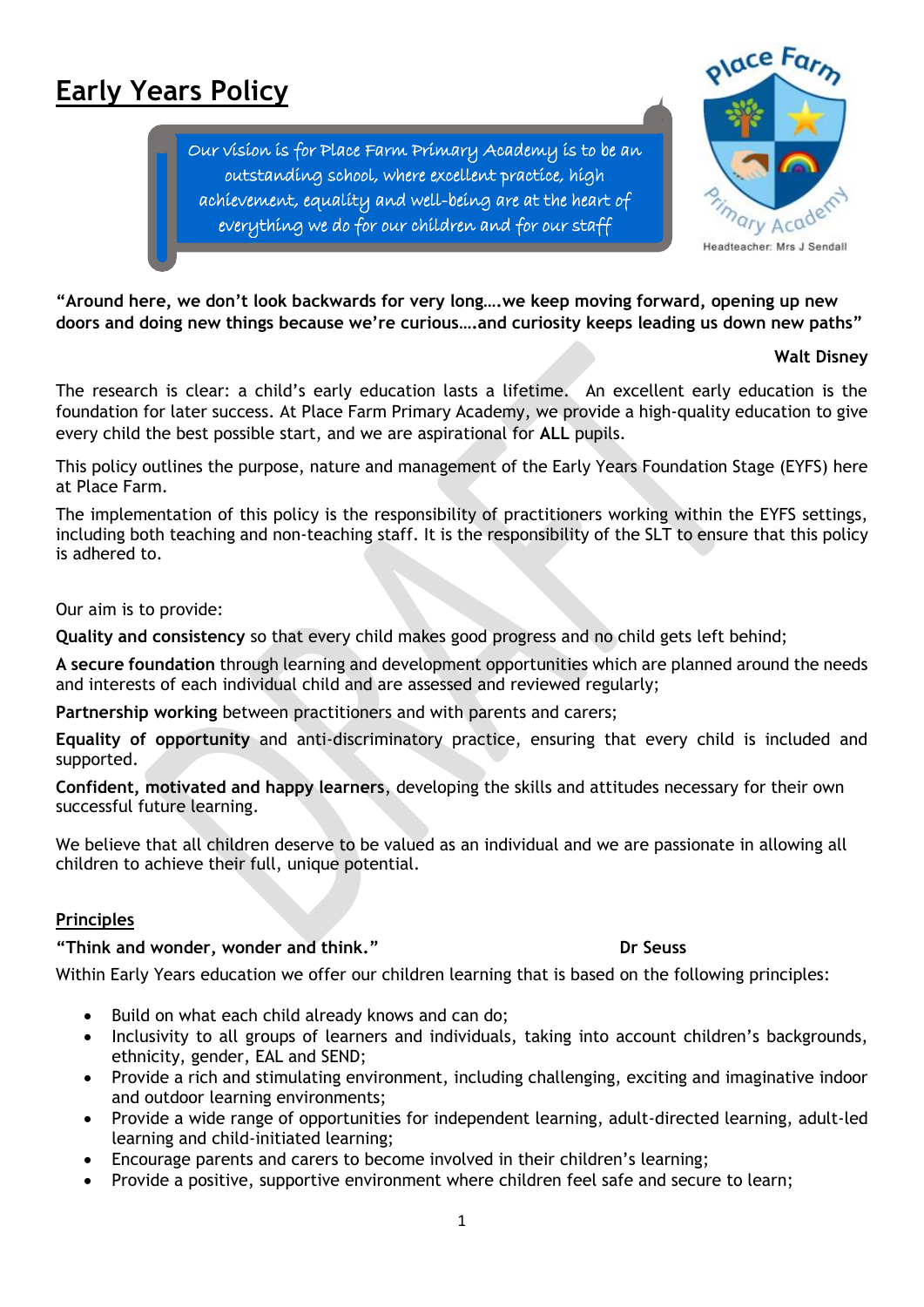# Early Years Policy

Our vision is for Place Farm Primary Academy is to be an outstanding school, where excellent practice, high achievement, equality and well-being are at the heart of everything we do for our children and for our staff

Place Farm Primary Academy

Headteacher: Mrs J Sendall

**"Around here, we don't look backwards for very long….we keep moving forward, opening up new doors and doing new things because we're curious….and curiosity keeps leading us down new paths"**

**Walt Disney**

The research is clear: a child's early education lasts a lifetime. An excellent early education is the foundation for later success. At Place Farm Primary Academy, we provide a high-quality education to give every child the best possible start, and we are aspirational for **ALL** pupils.

This policy outlines the purpose, nature and management of the Early Years Foundation Stage (EYFS) here at Place Farm.

The implementation of this policy is the responsibility of practitioners working within the EYFS settings, including both teaching and non-teaching staff. It is the responsibility of the SLT to ensure that this policy is adhered to.

Our aim is to provide:

**Quality and consistency** so that every child makes good progress and no child gets left behind;

**A secure foundation** through learning and development opportunities which are planned around the needs and interests of each individual child and are assessed and reviewed regularly;

**Partnership working** between practitioners and with parents and carers;

**Equality of opportunity** and anti-discriminatory practice, ensuring that every child is included and supported.

**Confident, motivated and happy learners**, developing the skills and attitudes necessary for their own successful future learning.

We believe that all children deserve to be valued as an individual and we are passionate in allowing all children to achieve their full, unique potential.

## Principles

**"Think and wonder, wonder and think."** **Dr Seuss**

Within Early Years education we offer our children learning that is based on the following principles:

- Build on what each child already knows and can do;
- Inclusivity to all groups of learners and individuals, taking into account children's backgrounds, ethnicity, gender, EAL and SEND;
- Provide a rich and stimulating environment, including challenging, exciting and imaginative indoor and outdoor learning environments;
- Provide a wide range of opportunities for independent learning, adult-directed learning, adult-led learning and child-initiated learning;
- Encourage parents and carers to become involved in their children's learning;
- Provide a positive, supportive environment where children feel safe and secure to learn;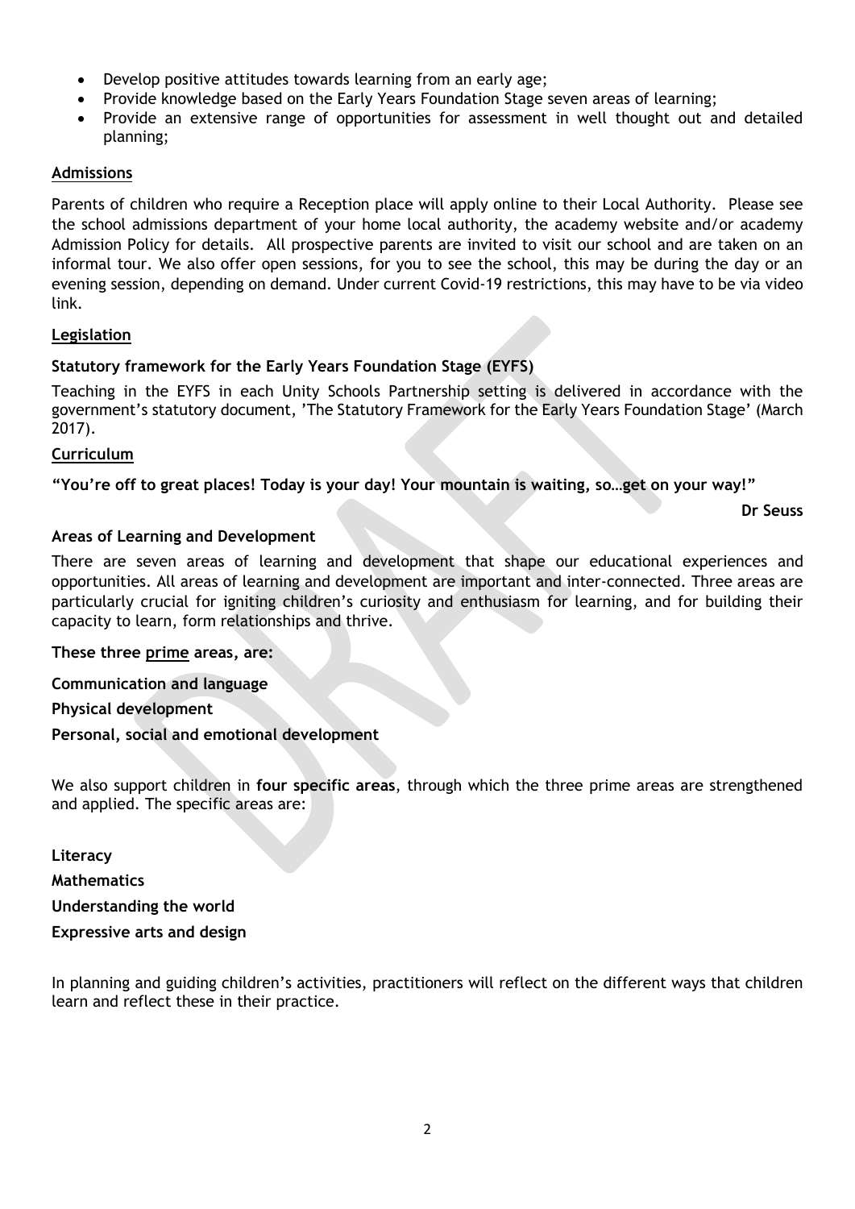- Develop positive attitudes towards learning from an early age;
- Provide knowledge based on the Early Years Foundation Stage seven areas of learning;
- Provide an extensive range of opportunities for assessment in well thought out and detailed planning;

## Admissions

Parents of children who require a Reception place will apply online to their Local Authority. Please see the school admissions department of your home local authority, the academy website and/or academy Admission Policy for details. All prospective parents are invited to visit our school and are taken on an informal tour. We also offer open sessions, for you to see the school, this may be during the day or an evening session, depending on demand. Under current Covid-19 restrictions, this may have to be via video link.

## Legislation

### Statutory framework for the Early Years Foundation Stage (EYFS)

Teaching in the EYFS in each Unity Schools Partnership setting is delivered in accordance with the government's statutory document, 'The Statutory Framework for the Early Years Foundation Stage' (March 2017).

## Curriculum

**"You're off to great places! Today is your day! Your mountain is waiting, so…get on your way!"**

**Dr Seuss**

### Areas of Learning and Development

There are seven areas of learning and development that shape our educational experiences and opportunities. All areas of learning and development are important and inter-connected. Three areas are particularly crucial for igniting children's curiosity and enthusiasm for learning, and for building their capacity to learn, form relationships and thrive.

**These three prime areas, are:**

**Communication and language**

**Physical development**

**Personal, social and emotional development**

We also support children in **four specific areas**, through which the three prime areas are strengthened and applied. The specific areas are:

**Literacy**

**Mathematics**

**Understanding the world**

**Expressive arts and design**

In planning and guiding children's activities, practitioners will reflect on the different ways that children learn and reflect these in their practice.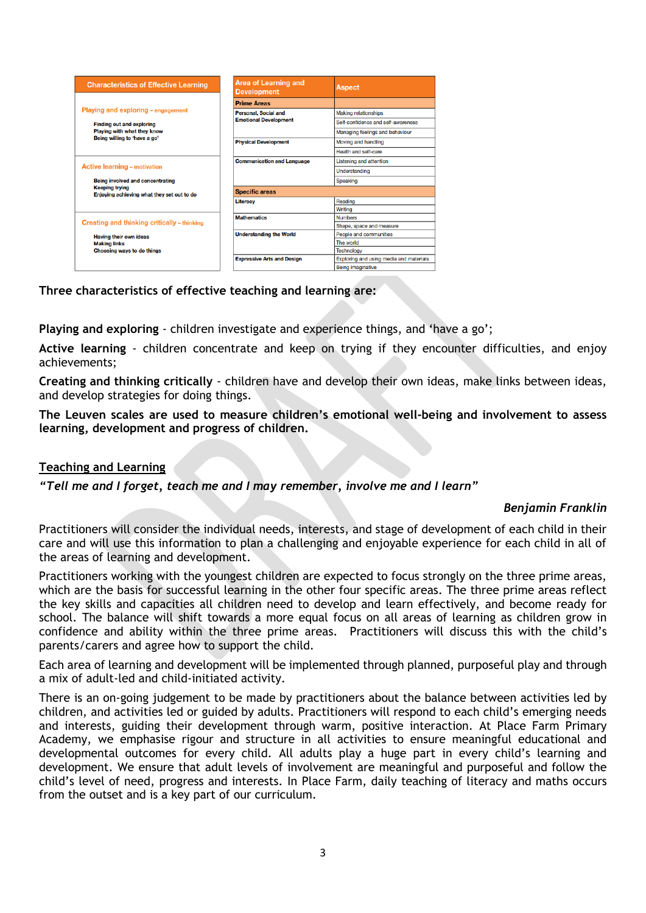| Characteristics of Effective Learning |
| --- |
| **Playing and exploring – engagement**<br>Finding out and exploring<br>Playing with what they know<br>Being willing to 'have a go' |
| **Active learning – motivation**<br>Being involved and concentrating<br>Keeping trying<br>Enjoying achieving what they set out to do |
| **Creating and thinking critically – thinking**<br>Having their own ideas<br>Making links<br>Choosing ways to do things |

| Area of Learning and Development | Aspect |
| --- | --- |
| **Prime Areas** | |
| Personal, Social and Emotional Development | Making relationships |
| | Self-confidence and self-awareness |
| | Managing feelings and behaviour |
| Physical Development | Moving and handling |
| | Health and self-care |
| Communication and Language | Listening and attention |
| | Understanding |
| | Speaking |
| **Specific areas** | |
| Literacy | Reading |
| | Writing |
| Mathematics | Numbers |
| | Shape, space and measure |
| Understanding the World | People and communities |
| | The world |
| | Technology |
| Expressive Arts and Design | Exploring and using media and materials |
| | Being imaginative |

**Three characteristics of effective teaching and learning are:**

**Playing and exploring** - children investigate and experience things, and 'have a go';

**Active learning** - children concentrate and keep on trying if they encounter difficulties, and enjoy achievements;

**Creating and thinking critically** - children have and develop their own ideas, make links between ideas, and develop strategies for doing things.

**The Leuven scales are used to measure children's emotional well-being and involvement to assess learning, development and progress of children.**

## Teaching and Learning

***"Tell me and I forget, teach me and I may remember, involve me and I learn"***

***Benjamin Franklin***

Practitioners will consider the individual needs, interests, and stage of development of each child in their care and will use this information to plan a challenging and enjoyable experience for each child in all of the areas of learning and development.

Practitioners working with the youngest children are expected to focus strongly on the three prime areas, which are the basis for successful learning in the other four specific areas. The three prime areas reflect the key skills and capacities all children need to develop and learn effectively, and become ready for school. The balance will shift towards a more equal focus on all areas of learning as children grow in confidence and ability within the three prime areas. Practitioners will discuss this with the child's parents/carers and agree how to support the child.

Each area of learning and development will be implemented through planned, purposeful play and through a mix of adult-led and child-initiated activity.

There is an on-going judgement to be made by practitioners about the balance between activities led by children, and activities led or guided by adults. Practitioners will respond to each child's emerging needs and interests, guiding their development through warm, positive interaction. At Place Farm Primary Academy, we emphasise rigour and structure in all activities to ensure meaningful educational and developmental outcomes for every child. All adults play a huge part in every child's learning and development. We ensure that adult levels of involvement are meaningful and purposeful and follow the child's level of need, progress and interests. In Place Farm, daily teaching of literacy and maths occurs from the outset and is a key part of our curriculum.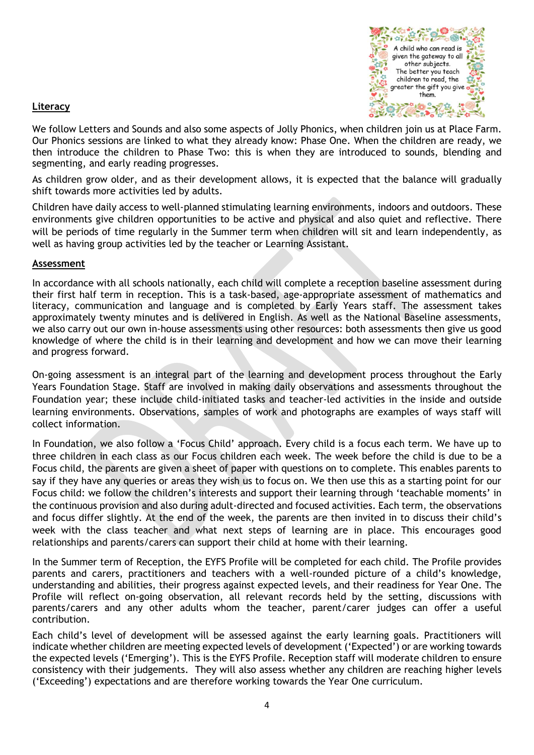A child who can read is given the gateway to all other subjects. The better you teach children to read, the greater the gift you give them.

## Literacy

We follow Letters and Sounds and also some aspects of Jolly Phonics, when children join us at Place Farm. Our Phonics sessions are linked to what they already know: Phase One. When the children are ready, we then introduce the children to Phase Two: this is when they are introduced to sounds, blending and segmenting, and early reading progresses.

As children grow older, and as their development allows, it is expected that the balance will gradually shift towards more activities led by adults.

Children have daily access to well-planned stimulating learning environments, indoors and outdoors. These environments give children opportunities to be active and physical and also quiet and reflective. There will be periods of time regularly in the Summer term when children will sit and learn independently, as well as having group activities led by the teacher or Learning Assistant.

## Assessment

In accordance with all schools nationally, each child will complete a reception baseline assessment during their first half term in reception. This is a task-based, age-appropriate assessment of mathematics and literacy, communication and language and is completed by Early Years staff. The assessment takes approximately twenty minutes and is delivered in English. As well as the National Baseline assessments, we also carry out our own in-house assessments using other resources: both assessments then give us good knowledge of where the child is in their learning and development and how we can move their learning and progress forward.

On-going assessment is an integral part of the learning and development process throughout the Early Years Foundation Stage. Staff are involved in making daily observations and assessments throughout the Foundation year; these include child-initiated tasks and teacher-led activities in the inside and outside learning environments. Observations, samples of work and photographs are examples of ways staff will collect information.

In Foundation, we also follow a 'Focus Child' approach. Every child is a focus each term. We have up to three children in each class as our Focus children each week. The week before the child is due to be a Focus child, the parents are given a sheet of paper with questions on to complete. This enables parents to say if they have any queries or areas they wish us to focus on. We then use this as a starting point for our Focus child: we follow the children's interests and support their learning through 'teachable moments' in the continuous provision and also during adult-directed and focused activities. Each term, the observations and focus differ slightly. At the end of the week, the parents are then invited in to discuss their child's week with the class teacher and what next steps of learning are in place. This encourages good relationships and parents/carers can support their child at home with their learning.

In the Summer term of Reception, the EYFS Profile will be completed for each child. The Profile provides parents and carers, practitioners and teachers with a well-rounded picture of a child's knowledge, understanding and abilities, their progress against expected levels, and their readiness for Year One. The Profile will reflect on-going observation, all relevant records held by the setting, discussions with parents/carers and any other adults whom the teacher, parent/carer judges can offer a useful contribution.

Each child's level of development will be assessed against the early learning goals. Practitioners will indicate whether children are meeting expected levels of development ('Expected') or are working towards the expected levels ('Emerging'). This is the EYFS Profile. Reception staff will moderate children to ensure consistency with their judgements. They will also assess whether any children are reaching higher levels ('Exceeding') expectations and are therefore working towards the Year One curriculum.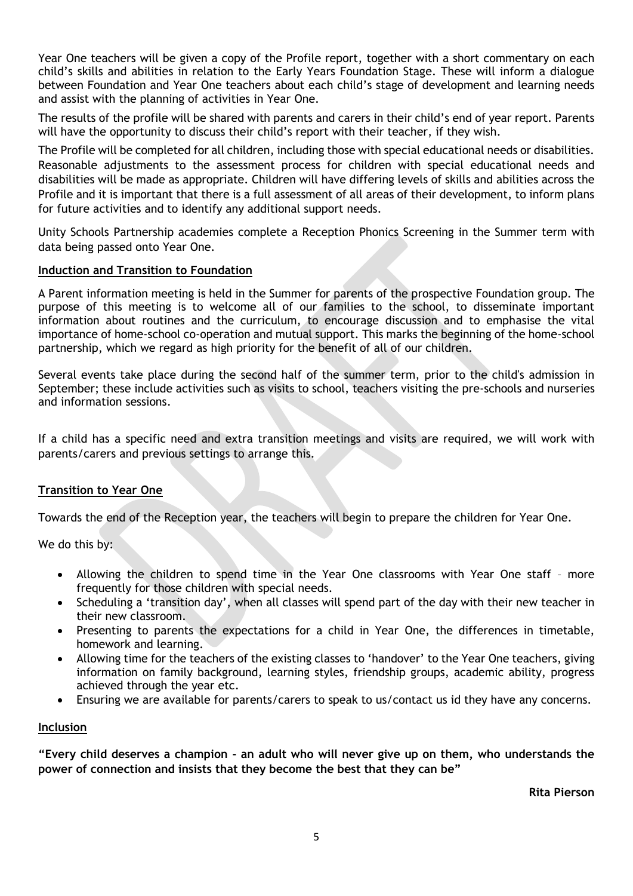Year One teachers will be given a copy of the Profile report, together with a short commentary on each child's skills and abilities in relation to the Early Years Foundation Stage. These will inform a dialogue between Foundation and Year One teachers about each child's stage of development and learning needs and assist with the planning of activities in Year One.

The results of the profile will be shared with parents and carers in their child's end of year report. Parents will have the opportunity to discuss their child's report with their teacher, if they wish.

The Profile will be completed for all children, including those with special educational needs or disabilities. Reasonable adjustments to the assessment process for children with special educational needs and disabilities will be made as appropriate. Children will have differing levels of skills and abilities across the Profile and it is important that there is a full assessment of all areas of their development, to inform plans for future activities and to identify any additional support needs.

Unity Schools Partnership academies complete a Reception Phonics Screening in the Summer term with data being passed onto Year One.

**Induction and Transition to Foundation**

A Parent information meeting is held in the Summer for parents of the prospective Foundation group. The purpose of this meeting is to welcome all of our families to the school, to disseminate important information about routines and the curriculum, to encourage discussion and to emphasise the vital importance of home-school co-operation and mutual support. This marks the beginning of the home-school partnership, which we regard as high priority for the benefit of all of our children.

Several events take place during the second half of the summer term, prior to the child's admission in September; these include activities such as visits to school, teachers visiting the pre-schools and nurseries and information sessions.

If a child has a specific need and extra transition meetings and visits are required, we will work with parents/carers and previous settings to arrange this.

**Transition to Year One**

Towards the end of the Reception year, the teachers will begin to prepare the children for Year One.

We do this by:

- Allowing the children to spend time in the Year One classrooms with Year One staff – more frequently for those children with special needs.
- Scheduling a 'transition day', when all classes will spend part of the day with their new teacher in their new classroom.
- Presenting to parents the expectations for a child in Year One, the differences in timetable, homework and learning.
- Allowing time for the teachers of the existing classes to 'handover' to the Year One teachers, giving information on family background, learning styles, friendship groups, academic ability, progress achieved through the year etc.
- Ensuring we are available for parents/carers to speak to us/contact us id they have any concerns.

**Inclusion**

**"Every child deserves a champion - an adult who will never give up on them, who understands the power of connection and insists that they become the best that they can be"**

**Rita Pierson**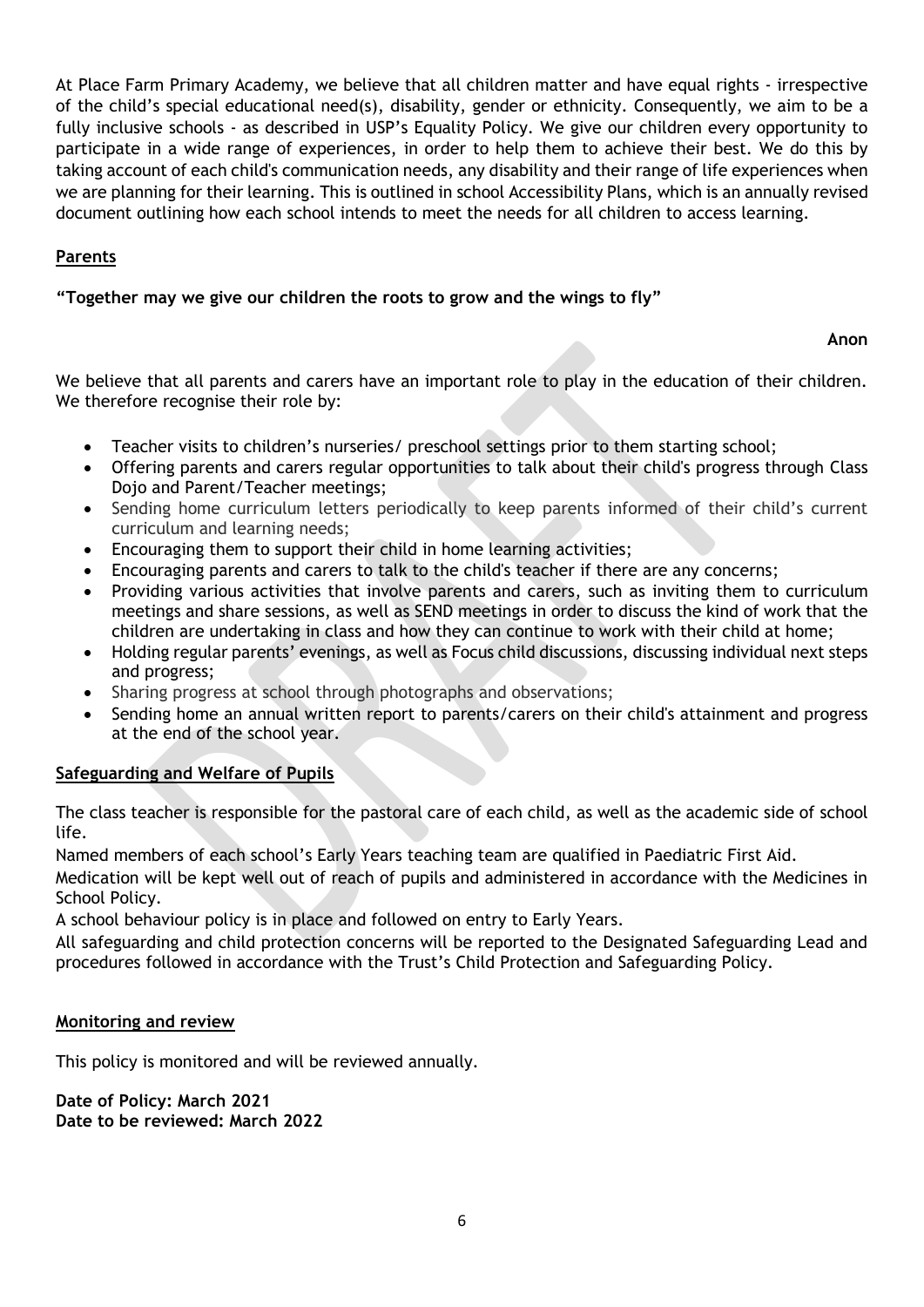At Place Farm Primary Academy, we believe that all children matter and have equal rights - irrespective of the child's special educational need(s), disability, gender or ethnicity. Consequently, we aim to be a fully inclusive schools - as described in USP's Equality Policy. We give our children every opportunity to participate in a wide range of experiences, in order to help them to achieve their best. We do this by taking account of each child's communication needs, any disability and their range of life experiences when we are planning for their learning. This is outlined in school Accessibility Plans, which is an annually revised document outlining how each school intends to meet the needs for all children to access learning.

## Parents

**"Together may we give our children the roots to grow and the wings to fly"**

**Anon**

We believe that all parents and carers have an important role to play in the education of their children. We therefore recognise their role by:

- Teacher visits to children's nurseries/ preschool settings prior to them starting school;
- Offering parents and carers regular opportunities to talk about their child's progress through Class Dojo and Parent/Teacher meetings;
- Sending home curriculum letters periodically to keep parents informed of their child's current curriculum and learning needs;
- Encouraging them to support their child in home learning activities;
- Encouraging parents and carers to talk to the child's teacher if there are any concerns;
- Providing various activities that involve parents and carers, such as inviting them to curriculum meetings and share sessions, as well as SEND meetings in order to discuss the kind of work that the children are undertaking in class and how they can continue to work with their child at home;
- Holding regular parents' evenings, as well as Focus child discussions, discussing individual next steps and progress;
- Sharing progress at school through photographs and observations;
- Sending home an annual written report to parents/carers on their child's attainment and progress at the end of the school year.

## Safeguarding and Welfare of Pupils

The class teacher is responsible for the pastoral care of each child, as well as the academic side of school life.

Named members of each school's Early Years teaching team are qualified in Paediatric First Aid.

Medication will be kept well out of reach of pupils and administered in accordance with the Medicines in School Policy.

A school behaviour policy is in place and followed on entry to Early Years.

All safeguarding and child protection concerns will be reported to the Designated Safeguarding Lead and procedures followed in accordance with the Trust's Child Protection and Safeguarding Policy.

## Monitoring and review

This policy is monitored and will be reviewed annually.

**Date of Policy: March 2021**
**Date to be reviewed: March 2022**